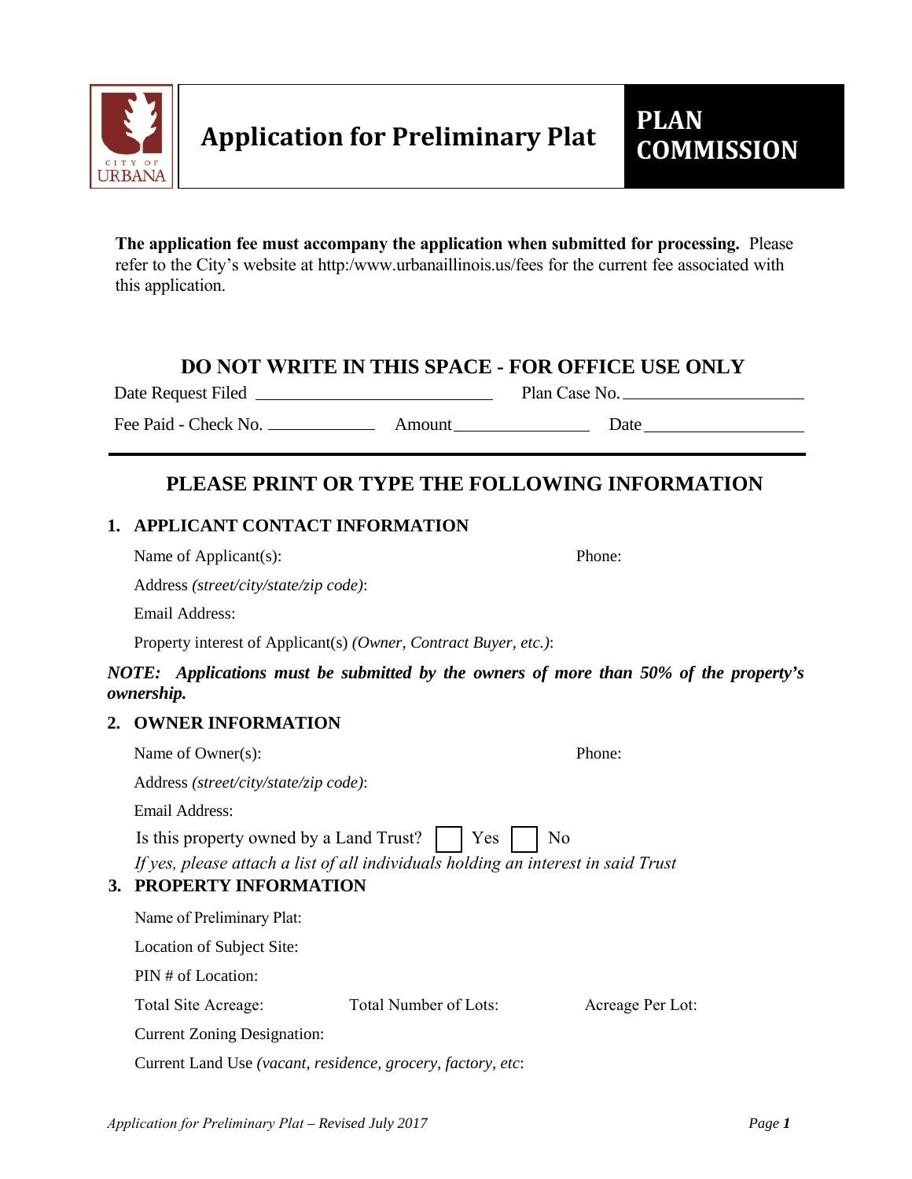# Application for Preliminary Plat

**PLAN COMMISSION**

**The application fee must accompany the application when submitted for processing.** Please refer to the City's website at http:/www.urbanaillinois.us/fees for the current fee associated with this application.

## DO NOT WRITE IN THIS SPACE - FOR OFFICE USE ONLY

Date Request Filed ____________________ Plan Case No. ____________________

Fee Paid - Check No. ____________ Amount ______________ Date ________________

---

## PLEASE PRINT OR TYPE THE FOLLOWING INFORMATION

### 1. APPLICANT CONTACT INFORMATION

Name of Applicant(s): Phone:

Address *(street/city/state/zip code)*:

Email Address:

Property interest of Applicant(s) *(Owner, Contract Buyer, etc.)*:

***NOTE: Applications must be submitted by the owners of more than 50% of the property's ownership.***

### 2. OWNER INFORMATION

Name of Owner(s): Phone:

Address *(street/city/state/zip code)*:

Email Address:

Is this property owned by a Land Trust? ☐ Yes ☐ No

*If yes, please attach a list of all individuals holding an interest in said Trust*

### 3. PROPERTY INFORMATION

Name of Preliminary Plat:

Location of Subject Site:

PIN # of Location:

Total Site Acreage: Total Number of Lots: Acreage Per Lot:

Current Zoning Designation:

Current Land Use *(vacant, residence, grocery, factory, etc*: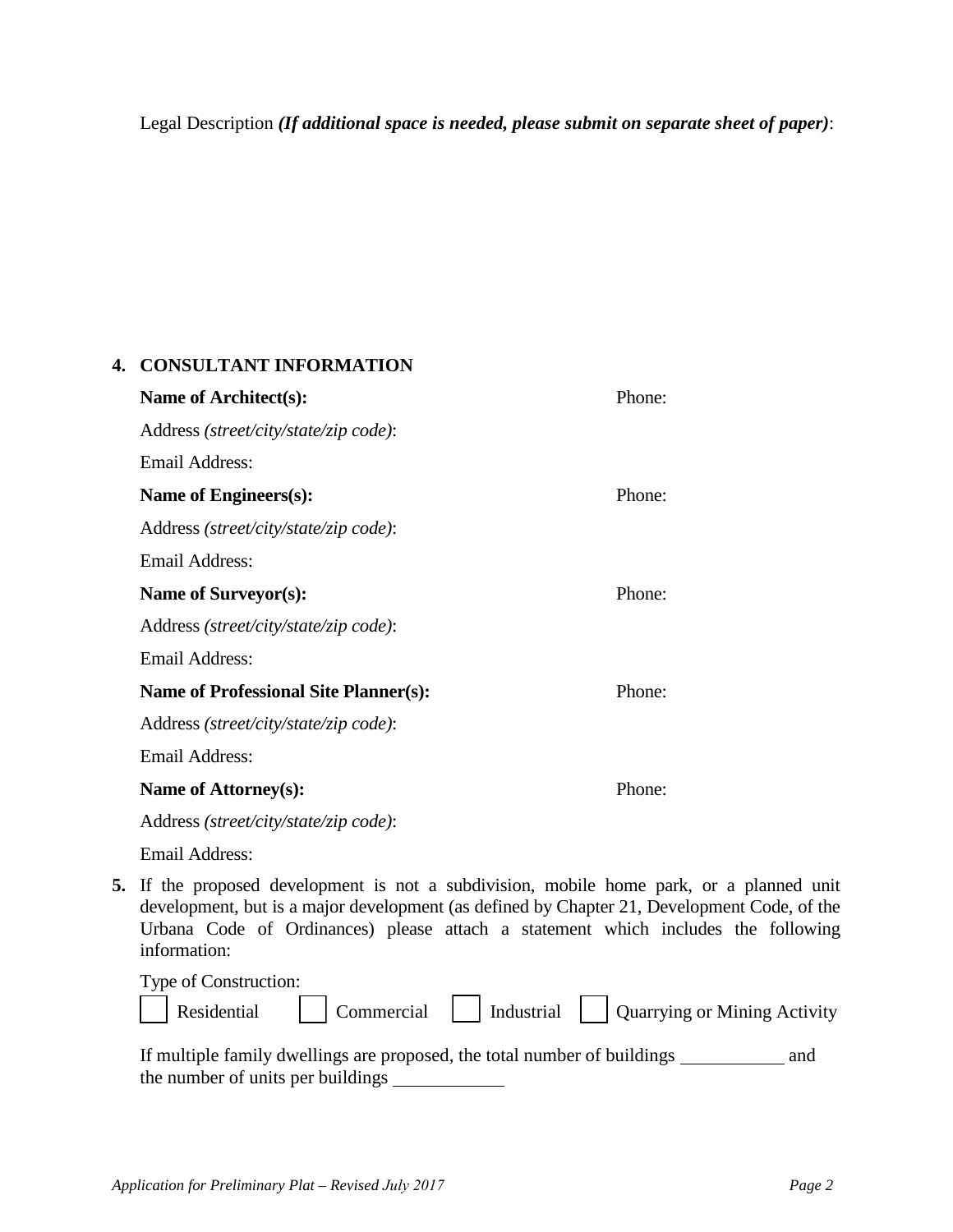Legal Description ***(If additional space is needed, please submit on separate sheet of paper)***:

**4. CONSULTANT INFORMATION**

**Name of Architect(s):** Phone:

Address *(street/city/state/zip code)*:

Email Address:

**Name of Engineers(s):** Phone:

Address *(street/city/state/zip code)*:

Email Address:

**Name of Surveyor(s):** Phone:

Address *(street/city/state/zip code)*:

Email Address:

**Name of Professional Site Planner(s):** Phone:

Address *(street/city/state/zip code)*:

Email Address:

**Name of Attorney(s):** Phone:

Address *(street/city/state/zip code)*:

Email Address:

**5.** If the proposed development is not a subdivision, mobile home park, or a planned unit development, but is a major development (as defined by Chapter 21, Development Code, of the Urbana Code of Ordinances) please attach a statement which includes the following information:

Type of Construction:

☐ Residential ☐ Commercial ☐ Industrial ☐ Quarrying or Mining Activity

If multiple family dwellings are proposed, the total number of buildings __________ and the number of units per buildings __________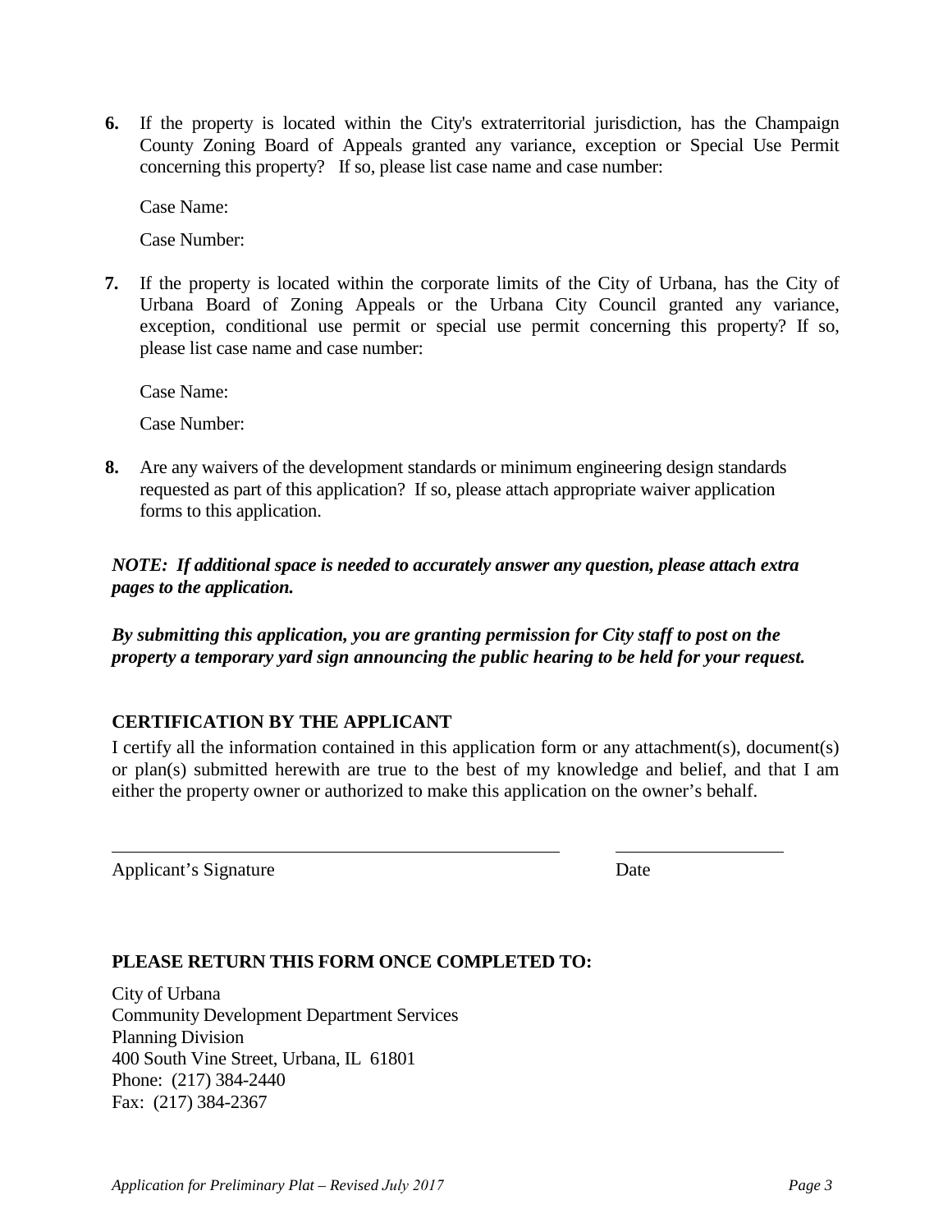6. If the property is located within the City's extraterritorial jurisdiction, has the Champaign County Zoning Board of Appeals granted any variance, exception or Special Use Permit concerning this property? If so, please list case name and case number:

   Case Name:

   Case Number:

7. If the property is located within the corporate limits of the City of Urbana, has the City of Urbana Board of Zoning Appeals or the Urbana City Council granted any variance, exception, conditional use permit or special use permit concerning this property? If so, please list case name and case number:

   Case Name:

   Case Number:

8. Are any waivers of the development standards or minimum engineering design standards requested as part of this application? If so, please attach appropriate waiver application forms to this application.

***NOTE: If additional space is needed to accurately answer any question, please attach extra pages to the application.***

***By submitting this application, you are granting permission for City staff to post on the property a temporary yard sign announcing the public hearing to be held for your request.***

## CERTIFICATION BY THE APPLICANT

I certify all the information contained in this application form or any attachment(s), document(s) or plan(s) submitted herewith are true to the best of my knowledge and belief, and that I am either the property owner or authorized to make this application on the owner's behalf.

\_\_\_\_\_\_\_\_\_\_\_\_\_\_\_\_\_\_\_\_\_\_\_\_\_\_\_\_\_\_\_\_\_\_\_\_\_\_\_\_ \_\_\_\_\_\_\_\_\_\_\_\_\_\_\_\_

Applicant's Signature Date

## PLEASE RETURN THIS FORM ONCE COMPLETED TO:

City of Urbana
Community Development Department Services
Planning Division
400 South Vine Street, Urbana, IL 61801
Phone: (217) 384-2440
Fax: (217) 384-2367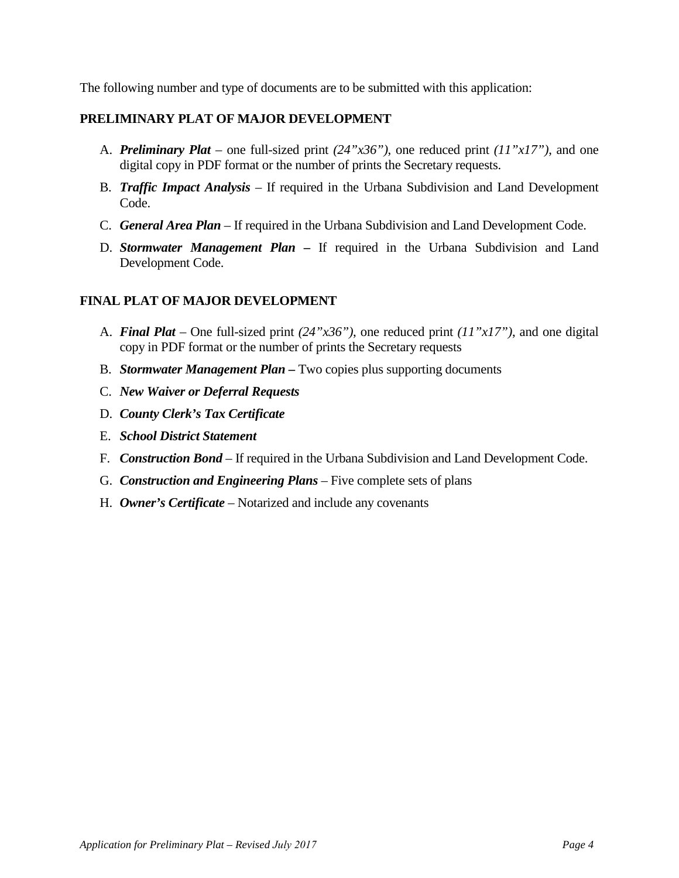The following number and type of documents are to be submitted with this application:

## PRELIMINARY PLAT OF MAJOR DEVELOPMENT

A. ***Preliminary Plat*** – one full-sized print *(24"x36")*, one reduced print *(11"x17")*, and one digital copy in PDF format or the number of prints the Secretary requests.

B. ***Traffic Impact Analysis*** – If required in the Urbana Subdivision and Land Development Code.

C. ***General Area Plan*** – If required in the Urbana Subdivision and Land Development Code.

D. ***Stormwater Management Plan*** **–** If required in the Urbana Subdivision and Land Development Code.

## FINAL PLAT OF MAJOR DEVELOPMENT

A. ***Final Plat*** – One full-sized print *(24"x36")*, one reduced print *(11"x17")*, and one digital copy in PDF format or the number of prints the Secretary requests

B. ***Stormwater Management Plan*** **–** Two copies plus supporting documents

C. ***New Waiver or Deferral Requests***

D. ***County Clerk's Tax Certificate***

E. ***School District Statement***

F. ***Construction Bond*** – If required in the Urbana Subdivision and Land Development Code.

G. ***Construction and Engineering Plans*** – Five complete sets of plans

H. ***Owner's Certificate*** – Notarized and include any covenants